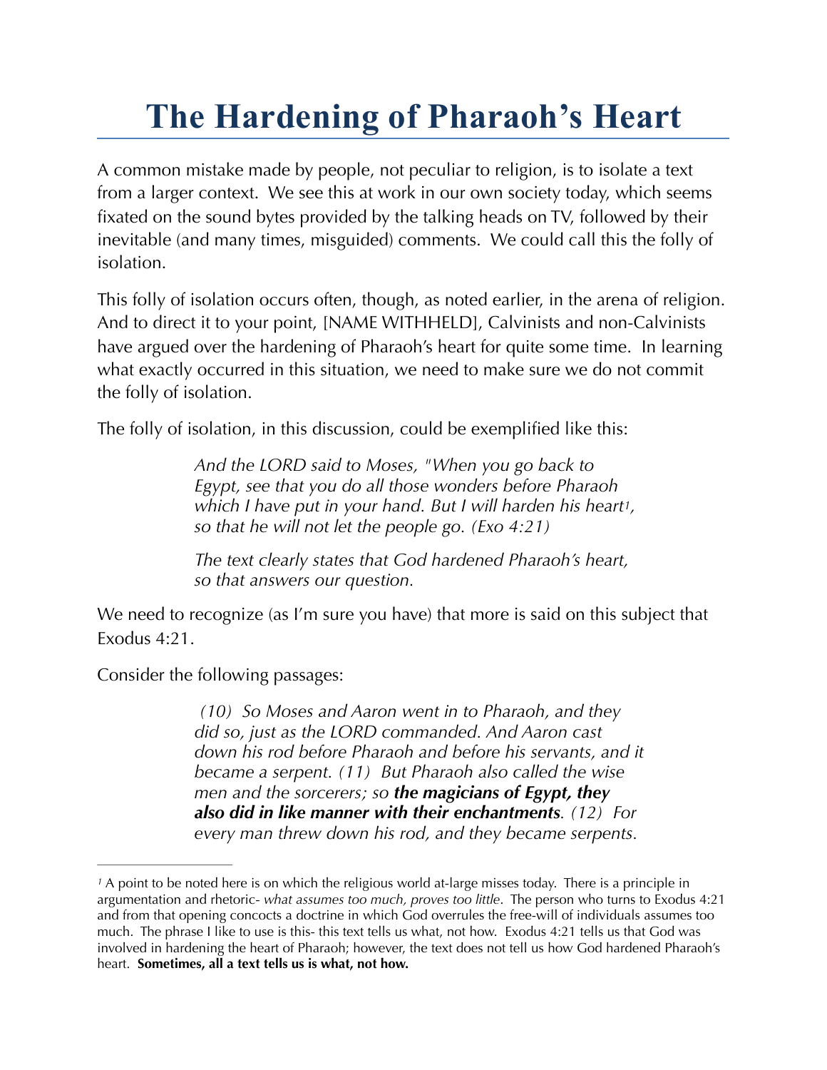# The Hardening of Pharaoh's Heart

A common mistake made by people, not peculiar to religion, is to isolate a text from a larger context. We see this at work in our own society today, which seems fixated on the sound bytes provided by the talking heads on TV, followed by their inevitable (and many times, misguided) comments. We could call this the folly of isolation.

This folly of isolation occurs often, though, as noted earlier, in the arena of religion. And to direct it to your point, [NAME WITHHELD], Calvinists and non-Calvinists have argued over the hardening of Pharaoh's heart for quite some time. In learning what exactly occurred in this situation, we need to make sure we do not commit the folly of isolation.

The folly of isolation, in this discussion, could be exemplified like this:

> *And the LORD said to Moses, "When you go back to Egypt, see that you do all those wonders before Pharaoh which I have put in your hand. But I will harden his heart[1], so that he will not let the people go. (Exo 4:21)*
>
> *The text clearly states that God hardened Pharaoh's heart, so that answers our question.*

We need to recognize (as I'm sure you have) that more is said on this subject that Exodus 4:21.

Consider the following passages:

> *(10) So Moses and Aaron went in to Pharaoh, and they did so, just as the LORD commanded. And Aaron cast down his rod before Pharaoh and before his servants, and it became a serpent. (11) But Pharaoh also called the wise men and the sorcerers; so **the magicians of Egypt, they also did in like manner with their enchantments**. (12) For every man threw down his rod, and they became serpents.*

---

[1] A point to be noted here is on which the religious world at-large misses today. There is a principle in argumentation and rhetoric- *what assumes too much, proves too little*. The person who turns to Exodus 4:21 and from that opening concocts a doctrine in which God overrules the free-will of individuals assumes too much. The phrase I like to use is this- this text tells us what, not how. Exodus 4:21 tells us that God was involved in hardening the heart of Pharaoh; however, the text does not tell us how God hardened Pharaoh's heart. **Sometimes, all a text tells us is what, not how.**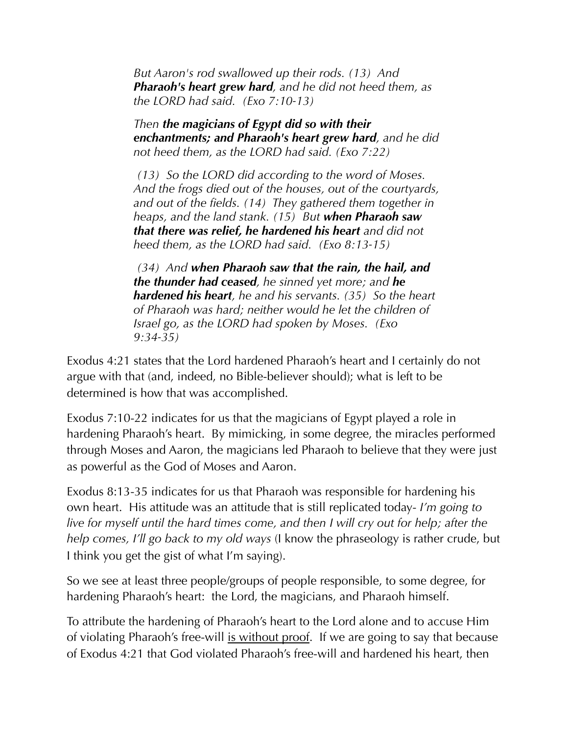> *But Aaron's rod swallowed up their rods. (13) And **Pharaoh's heart grew hard**, and he did not heed them, as the LORD had said. (Exo 7:10-13)*
>
> *Then **the magicians of Egypt did so with their enchantments; and Pharaoh's heart grew hard**, and he did not heed them, as the LORD had said. (Exo 7:22)*
>
> *(13) So the LORD did according to the word of Moses. And the frogs died out of the houses, out of the courtyards, and out of the fields. (14) They gathered them together in heaps, and the land stank. (15) But **when Pharaoh saw that there was relief, he hardened his heart** and did not heed them, as the LORD had said. (Exo 8:13-15)*
>
> *(34) And **when Pharaoh saw that the rain, the hail, and the thunder had ceased**, he sinned yet more; and **he hardened his heart**, he and his servants. (35) So the heart of Pharaoh was hard; neither would he let the children of Israel go, as the LORD had spoken by Moses. (Exo 9:34-35)*

Exodus 4:21 states that the Lord hardened Pharaoh's heart and I certainly do not argue with that (and, indeed, no Bible-believer should); what is left to be determined is how that was accomplished.

Exodus 7:10-22 indicates for us that the magicians of Egypt played a role in hardening Pharaoh's heart. By mimicking, in some degree, the miracles performed through Moses and Aaron, the magicians led Pharaoh to believe that they were just as powerful as the God of Moses and Aaron.

Exodus 8:13-35 indicates for us that Pharaoh was responsible for hardening his own heart. His attitude was an attitude that is still replicated today- *I'm going to live for myself until the hard times come, and then I will cry out for help; after the help comes, I'll go back to my old ways* (I know the phraseology is rather crude, but I think you get the gist of what I'm saying).

So we see at least three people/groups of people responsible, to some degree, for hardening Pharaoh's heart: the Lord, the magicians, and Pharaoh himself.

To attribute the hardening of Pharaoh's heart to the Lord alone and to accuse Him of violating Pharaoh's free-will <u>is without proof</u>. If we are going to say that because of Exodus 4:21 that God violated Pharaoh's free-will and hardened his heart, then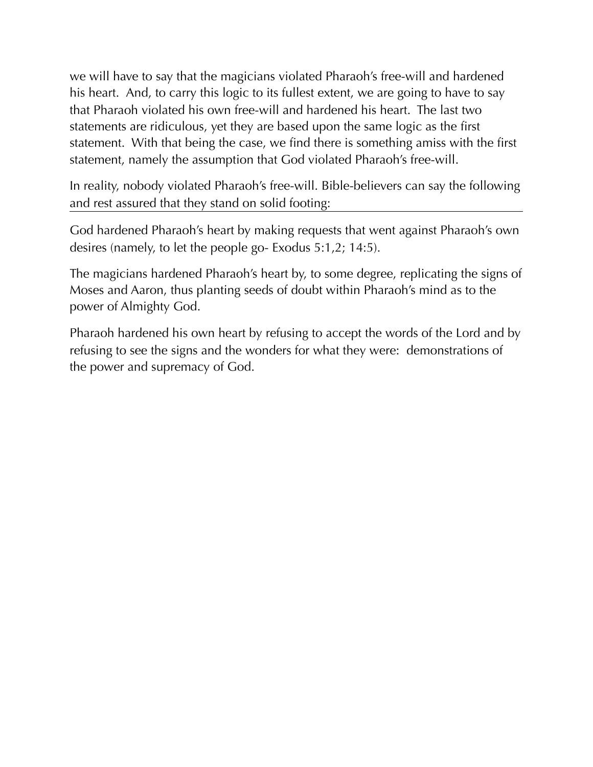we will have to say that the magicians violated Pharaoh's free-will and hardened his heart. And, to carry this logic to its fullest extent, we are going to have to say that Pharaoh violated his own free-will and hardened his heart. The last two statements are ridiculous, yet they are based upon the same logic as the first statement. With that being the case, we find there is something amiss with the first statement, namely the assumption that God violated Pharaoh's free-will.

In reality, nobody violated Pharaoh's free-will. Bible-believers can say the following and rest assured that they stand on solid footing:

---

God hardened Pharaoh's heart by making requests that went against Pharaoh's own desires (namely, to let the people go- Exodus 5:1,2; 14:5).

The magicians hardened Pharaoh's heart by, to some degree, replicating the signs of Moses and Aaron, thus planting seeds of doubt within Pharaoh's mind as to the power of Almighty God.

Pharaoh hardened his own heart by refusing to accept the words of the Lord and by refusing to see the signs and the wonders for what they were: demonstrations of the power and supremacy of God.